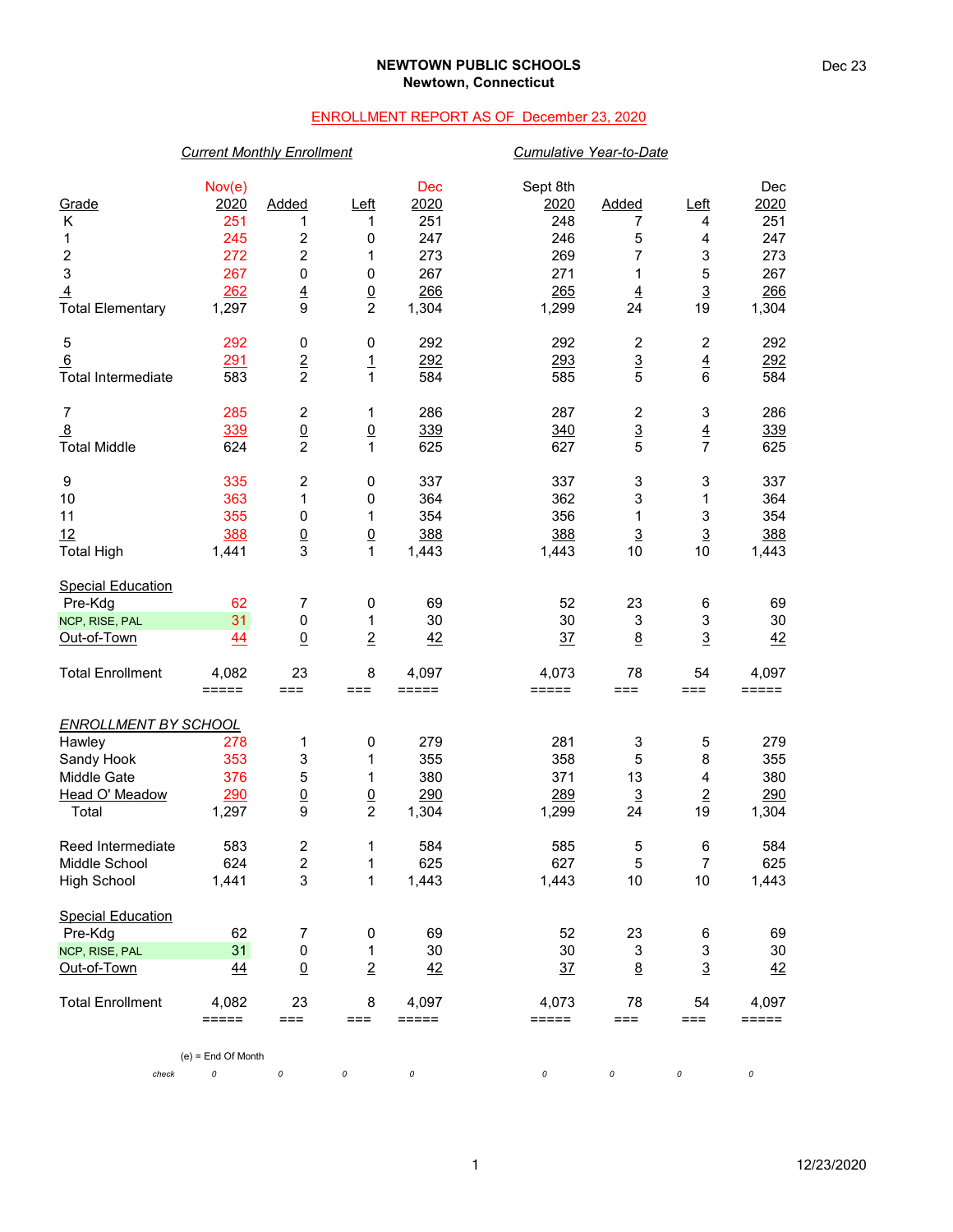**NEWTOWN PUBLIC SCHOOLS**
**Newtown, Connecticut**

Dec 23

ENROLLMENT REPORT AS OF December 23, 2020

| | *Current Monthly Enrollment* | | | | *Cumulative Year-to-Date* | | | |
|---|---|---|---|---|---|---|---|---|
| Grade | Nov(e) 2020 | Added | Left | Dec 2020 | Sept 8th 2020 | Added | Left | Dec 2020 |
| K | 251 | 1 | 1 | 251 | 248 | 7 | 4 | 251 |
| 1 | 245 | 2 | 0 | 247 | 246 | 5 | 4 | 247 |
| 2 | 272 | 2 | 1 | 273 | 269 | 7 | 3 | 273 |
| 3 | 267 | 0 | 0 | 267 | 271 | 1 | 5 | 267 |
| 4 | 262 | 4 | 0 | 266 | 265 | 4 | 3 | 266 |
| Total Elementary | 1,297 | 9 | 2 | 1,304 | 1,299 | 24 | 19 | 1,304 |
| | | | | | | | | |
| 5 | 292 | 0 | 0 | 292 | 292 | 2 | 2 | 292 |
| 6 | 291 | 2 | 1 | 292 | 293 | 3 | 4 | 292 |
| Total Intermediate | 583 | 2 | 1 | 584 | 585 | 5 | 6 | 584 |
| | | | | | | | | |
| 7 | 285 | 2 | 1 | 286 | 287 | 2 | 3 | 286 |
| 8 | 339 | 0 | 0 | 339 | 340 | 3 | 4 | 339 |
| Total Middle | 624 | 2 | 1 | 625 | 627 | 5 | 7 | 625 |
| | | | | | | | | |
| 9 | 335 | 2 | 0 | 337 | 337 | 3 | 3 | 337 |
| 10 | 363 | 1 | 0 | 364 | 362 | 3 | 1 | 364 |
| 11 | 355 | 0 | 1 | 354 | 356 | 1 | 3 | 354 |
| 12 | 388 | 0 | 0 | 388 | 388 | 3 | 3 | 388 |
| Total High | 1,441 | 3 | 1 | 1,443 | 1,443 | 10 | 10 | 1,443 |
| | | | | | | | | |
| Special Education | | | | | | | | |
| Pre-Kdg | 62 | 7 | 0 | 69 | 52 | 23 | 6 | 69 |
| NCP, RISE, PAL | 31 | 0 | 1 | 30 | 30 | 3 | 3 | 30 |
| Out-of-Town | 44 | 0 | 2 | 42 | 37 | 8 | 3 | 42 |
| | | | | | | | | |
| Total Enrollment | 4,082 | 23 | 8 | 4,097 | 4,073 | 78 | 54 | 4,097 |

| *ENROLLMENT BY SCHOOL* | Nov(e) 2020 | Added | Left | Dec 2020 | Sept 8th 2020 | Added | Left | Dec 2020 |
|---|---|---|---|---|---|---|---|---|
| Hawley | 278 | 1 | 0 | 279 | 281 | 3 | 5 | 279 |
| Sandy Hook | 353 | 3 | 1 | 355 | 358 | 5 | 8 | 355 |
| Middle Gate | 376 | 5 | 1 | 380 | 371 | 13 | 4 | 380 |
| Head O' Meadow | 290 | 0 | 0 | 290 | 289 | 3 | 2 | 290 |
| Total | 1,297 | 9 | 2 | 1,304 | 1,299 | 24 | 19 | 1,304 |
| | | | | | | | | |
| Reed Intermediate | 583 | 2 | 1 | 584 | 585 | 5 | 6 | 584 |
| Middle School | 624 | 2 | 1 | 625 | 627 | 5 | 7 | 625 |
| High School | 1,441 | 3 | 1 | 1,443 | 1,443 | 10 | 10 | 1,443 |
| | | | | | | | | |
| Special Education | | | | | | | | |
| Pre-Kdg | 62 | 7 | 0 | 69 | 52 | 23 | 6 | 69 |
| NCP, RISE, PAL | 31 | 0 | 1 | 30 | 30 | 3 | 3 | 30 |
| Out-of-Town | 44 | 0 | 2 | 42 | 37 | 8 | 3 | 42 |
| | | | | | | | | |
| Total Enrollment | 4,082 | 23 | 8 | 4,097 | 4,073 | 78 | 54 | 4,097 |
| *check* | 0 | 0 | 0 | 0 | 0 | 0 | 0 | 0 |

(e) = End Of Month

12/23/2020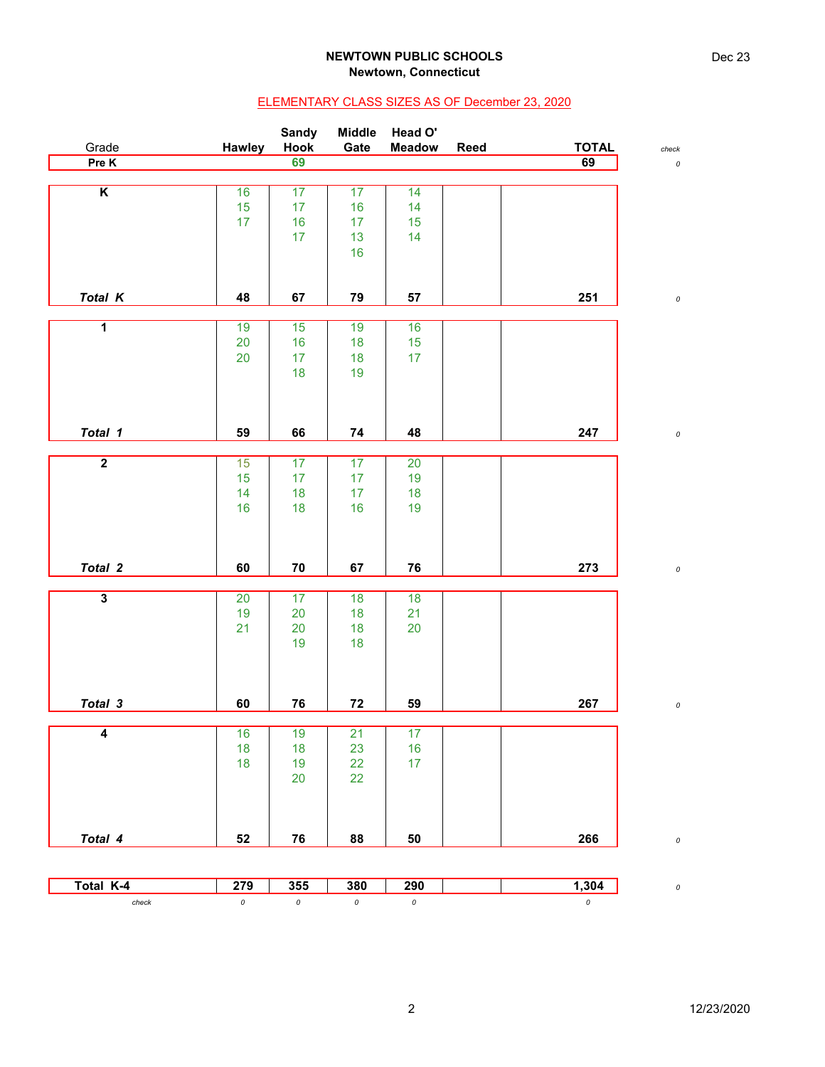**NEWTOWN PUBLIC SCHOOLS**
**Newtown, Connecticut**

Dec 23

ELEMENTARY CLASS SIZES AS OF December 23, 2020

| Grade | Hawley | Sandy Hook | Middle Gate | Head O' Meadow | Reed | TOTAL | check |
|---|---|---|---|---|---|---|---|
| **Pre K** | | **69** | | | | **69** | *0* |
| **K** | 16 | 17 | 17 | 14 | | | |
| | 15 | 17 | 16 | 14 | | | |
| | 17 | 16 | 17 | 15 | | | |
| | | 17 | 13 | 14 | | | |
| | | | 16 | | | | |
| ***Total K*** | **48** | **67** | **79** | **57** | | **251** | *0* |
| **1** | 19 | 15 | 19 | 16 | | | |
| | 20 | 16 | 18 | 15 | | | |
| | 20 | 17 | 18 | 17 | | | |
| | | 18 | 19 | | | | |
| ***Total 1*** | **59** | **66** | **74** | **48** | | **247** | *0* |
| **2** | 15 | 17 | 17 | 20 | | | |
| | 15 | 17 | 17 | 19 | | | |
| | 14 | 18 | 17 | 18 | | | |
| | 16 | 18 | 16 | 19 | | | |
| ***Total 2*** | **60** | **70** | **67** | **76** | | **273** | *0* |
| **3** | 20 | 17 | 18 | 18 | | | |
| | 19 | 20 | 18 | 21 | | | |
| | 21 | 20 | 18 | 20 | | | |
| | | 19 | 18 | | | | |
| ***Total 3*** | **60** | **76** | **72** | **59** | | **267** | *0* |
| **4** | 16 | 19 | 21 | 17 | | | |
| | 18 | 18 | 23 | 16 | | | |
| | 18 | 19 | 22 | 17 | | | |
| | | 20 | 22 | | | | |
| ***Total 4*** | **52** | **76** | **88** | **50** | | **266** | *0* |
| **Total K-4** | **279** | **355** | **380** | **290** | | **1,304** | *0* |
| *check* | *0* | *0* | *0* | *0* | | *0* | |